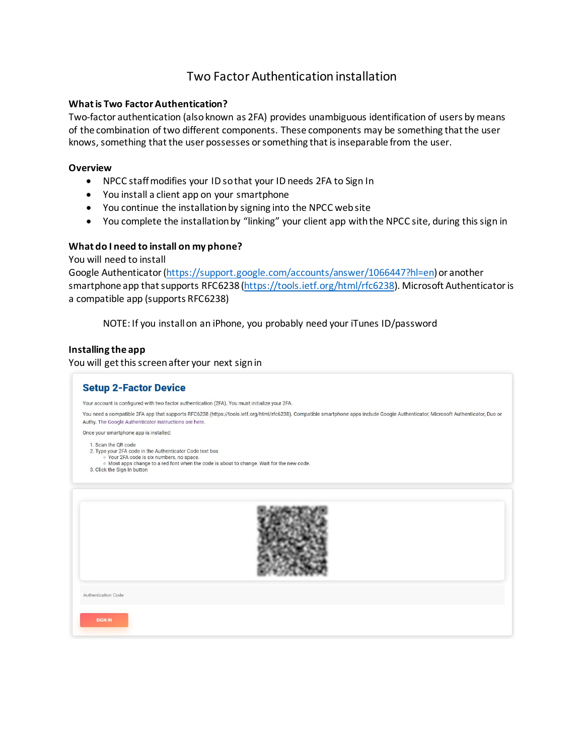# Two Factor Authentication installation

### What is Two Factor Authentication?

Two-factor authentication (also known as 2FA) provides unambiguous identification of users by means of the combination of two different components. These components may be something that the user knows, something that the user possesses or something that is inseparable from the user.

### Overview

- NPCC staff modifies your ID so that your ID needs 2FA to Sign In
- You install a client app on your smartphone
- You continue the installation by signing into the NPCC web site
- You complete the installation by "linking" your client app with the NPCC site, during this sign in

### What do I need to install on my phone?

You will need to install
Google Authenticator (https://support.google.com/accounts/answer/1066447?hl=en) or another smartphone app that supports RFC6238 (https://tools.ietf.org/html/rfc6238). Microsoft Authenticator is a compatible app (supports RFC6238)

NOTE: If you install on an iPhone, you probably need your iTunes ID/password

### Installing the app

You will get this screen after your next sign in

**Setup 2-Factor Device**

Your account is configured with two factor authentication (2FA). You must initialize your 2FA.

You need a compatible 2FA app that supports RFC6238 (https://tools.ietf.org/html/rfc6238). Compatible smartphone apps include Google Authenticator, Microsoft Authenticator, Duo or Authy. The Google Authenticator instructions are here.

Once your smartphone app is installed:

1. Scan the QR code
2. Type your 2FA code in the Authenticator Code text box
   - Your 2FA code is six numbers, no space.
   - Most apps change to a red font when the code is about to change. Wait for the new code.
3. Click the Sign In button

Authentication Code

SIGN IN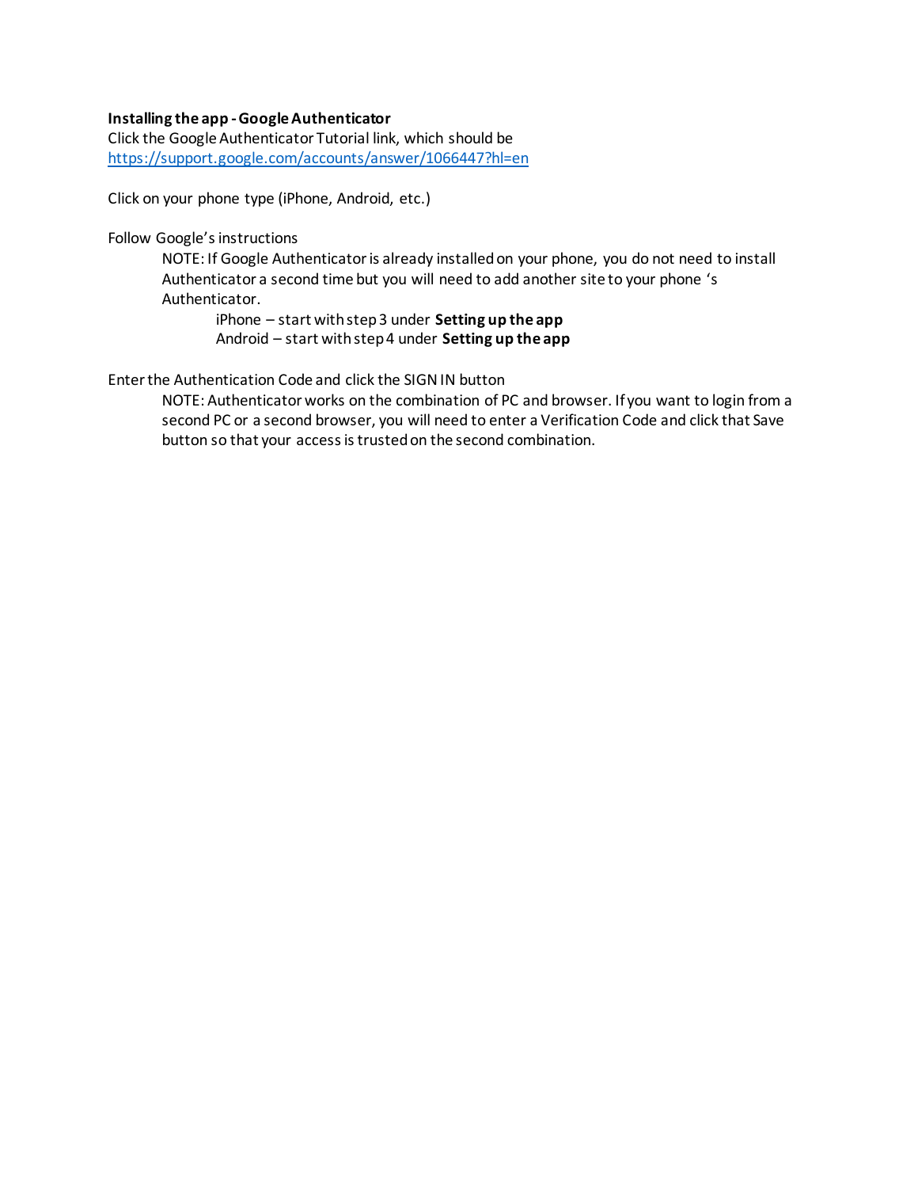**Installing the app - Google Authenticator**
Click the Google Authenticator Tutorial link, which should be
https://support.google.com/accounts/answer/1066447?hl=en

Click on your phone type (iPhone, Android, etc.)

Follow Google's instructions

> NOTE: If Google Authenticator is already installed on your phone, you do not need to install Authenticator a second time but you will need to add another site to your phone 's Authenticator.
>
> > iPhone – start with step 3 under **Setting up the app**
> > Android – start with step 4 under **Setting up the app**

Enter the Authentication Code and click the SIGN IN button

> NOTE: Authenticator works on the combination of PC and browser. If you want to login from a second PC or a second browser, you will need to enter a Verification Code and click that Save button so that your access is trusted on the second combination.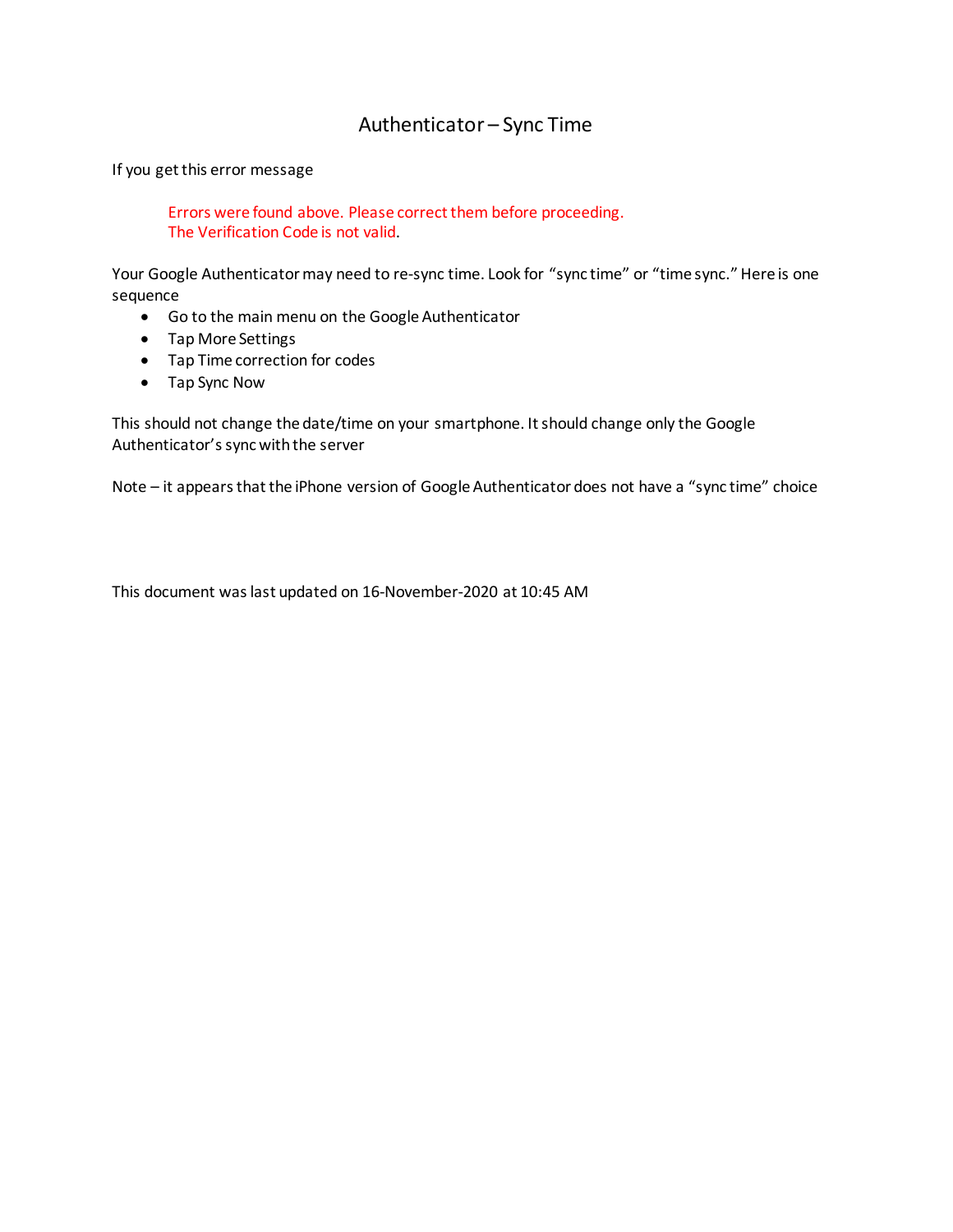# Authenticator – Sync Time

If you get this error message

> Errors were found above. Please correct them before proceeding.
> The Verification Code is not valid.

Your Google Authenticator may need to re-sync time. Look for "sync time" or "time sync." Here is one sequence

- Go to the main menu on the Google Authenticator
- Tap More Settings
- Tap Time correction for codes
- Tap Sync Now

This should not change the date/time on your smartphone. It should change only the Google Authenticator's sync with the server

Note – it appears that the iPhone version of Google Authenticator does not have a "sync time" choice

This document was last updated on 16-November-2020 at 10:45 AM